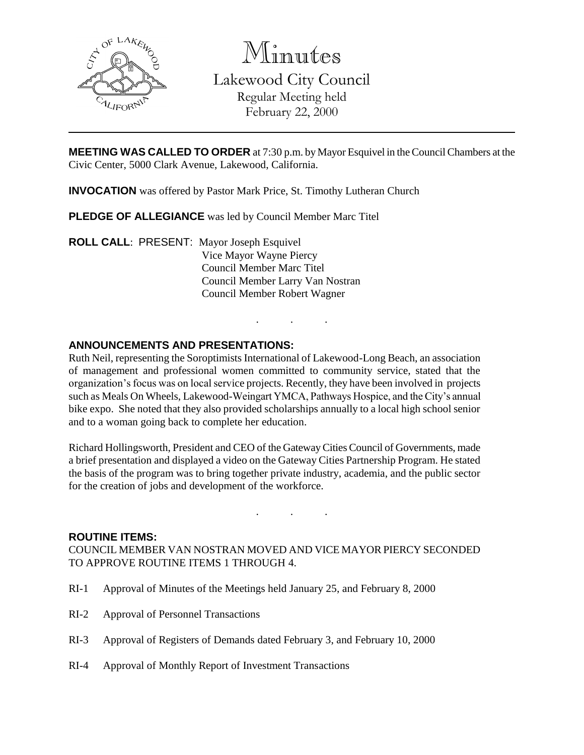# Minutes

## Lakewood City Council

Regular Meeting held
February 22, 2000

**MEETING WAS CALLED TO ORDER** at 7:30 p.m. by Mayor Esquivel in the Council Chambers at the Civic Center, 5000 Clark Avenue, Lakewood, California.

**INVOCATION** was offered by Pastor Mark Price, St. Timothy Lutheran Church

**PLEDGE OF ALLEGIANCE** was led by Council Member Marc Titel

**ROLL CALL**: PRESENT: Mayor Joseph Esquivel
Vice Mayor Wayne Piercy
Council Member Marc Titel
Council Member Larry Van Nostran
Council Member Robert Wagner

. . .

### ANNOUNCEMENTS AND PRESENTATIONS:

Ruth Neil, representing the Soroptimists International of Lakewood-Long Beach, an association of management and professional women committed to community service, stated that the organization's focus was on local service projects. Recently, they have been involved in projects such as Meals On Wheels, Lakewood-Weingart YMCA, Pathways Hospice, and the City's annual bike expo. She noted that they also provided scholarships annually to a local high school senior and to a woman going back to complete her education.

Richard Hollingsworth, President and CEO of the Gateway Cities Council of Governments, made a brief presentation and displayed a video on the Gateway Cities Partnership Program. He stated the basis of the program was to bring together private industry, academia, and the public sector for the creation of jobs and development of the workforce.

. . .

### ROUTINE ITEMS:

COUNCIL MEMBER VAN NOSTRAN MOVED AND VICE MAYOR PIERCY SECONDED TO APPROVE ROUTINE ITEMS 1 THROUGH 4.

RI-1 Approval of Minutes of the Meetings held January 25, and February 8, 2000

RI-2 Approval of Personnel Transactions

RI-3 Approval of Registers of Demands dated February 3, and February 10, 2000

RI-4 Approval of Monthly Report of Investment Transactions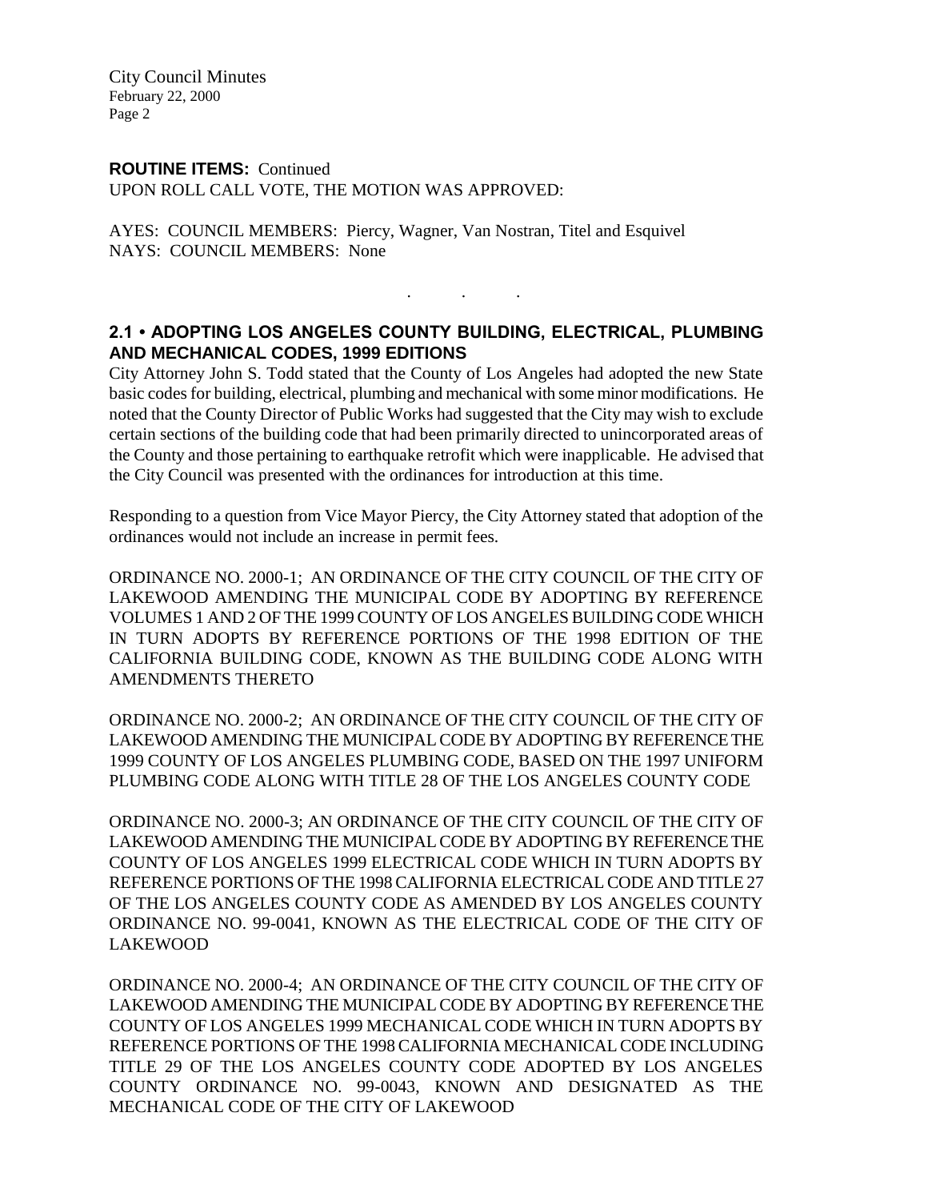**ROUTINE ITEMS:** Continued
UPON ROLL CALL VOTE, THE MOTION WAS APPROVED:

AYES: COUNCIL MEMBERS: Piercy, Wagner, Van Nostran, Titel and Esquivel
NAYS: COUNCIL MEMBERS: None

. . .

## 2.1 • ADOPTING LOS ANGELES COUNTY BUILDING, ELECTRICAL, PLUMBING AND MECHANICAL CODES, 1999 EDITIONS

City Attorney John S. Todd stated that the County of Los Angeles had adopted the new State basic codes for building, electrical, plumbing and mechanical with some minor modifications. He noted that the County Director of Public Works had suggested that the City may wish to exclude certain sections of the building code that had been primarily directed to unincorporated areas of the County and those pertaining to earthquake retrofit which were inapplicable. He advised that the City Council was presented with the ordinances for introduction at this time.

Responding to a question from Vice Mayor Piercy, the City Attorney stated that adoption of the ordinances would not include an increase in permit fees.

ORDINANCE NO. 2000-1; AN ORDINANCE OF THE CITY COUNCIL OF THE CITY OF LAKEWOOD AMENDING THE MUNICIPAL CODE BY ADOPTING BY REFERENCE VOLUMES 1 AND 2 OF THE 1999 COUNTY OF LOS ANGELES BUILDING CODE WHICH IN TURN ADOPTS BY REFERENCE PORTIONS OF THE 1998 EDITION OF THE CALIFORNIA BUILDING CODE, KNOWN AS THE BUILDING CODE ALONG WITH AMENDMENTS THERETO

ORDINANCE NO. 2000-2; AN ORDINANCE OF THE CITY COUNCIL OF THE CITY OF LAKEWOOD AMENDING THE MUNICIPAL CODE BY ADOPTING BY REFERENCE THE 1999 COUNTY OF LOS ANGELES PLUMBING CODE, BASED ON THE 1997 UNIFORM PLUMBING CODE ALONG WITH TITLE 28 OF THE LOS ANGELES COUNTY CODE

ORDINANCE NO. 2000-3; AN ORDINANCE OF THE CITY COUNCIL OF THE CITY OF LAKEWOOD AMENDING THE MUNICIPAL CODE BY ADOPTING BY REFERENCE THE COUNTY OF LOS ANGELES 1999 ELECTRICAL CODE WHICH IN TURN ADOPTS BY REFERENCE PORTIONS OF THE 1998 CALIFORNIA ELECTRICAL CODE AND TITLE 27 OF THE LOS ANGELES COUNTY CODE AS AMENDED BY LOS ANGELES COUNTY ORDINANCE NO. 99-0041, KNOWN AS THE ELECTRICAL CODE OF THE CITY OF LAKEWOOD

ORDINANCE NO. 2000-4; AN ORDINANCE OF THE CITY COUNCIL OF THE CITY OF LAKEWOOD AMENDING THE MUNICIPAL CODE BY ADOPTING BY REFERENCE THE COUNTY OF LOS ANGELES 1999 MECHANICAL CODE WHICH IN TURN ADOPTS BY REFERENCE PORTIONS OF THE 1998 CALIFORNIA MECHANICAL CODE INCLUDING TITLE 29 OF THE LOS ANGELES COUNTY CODE ADOPTED BY LOS ANGELES COUNTY ORDINANCE NO. 99-0043, KNOWN AND DESIGNATED AS THE MECHANICAL CODE OF THE CITY OF LAKEWOOD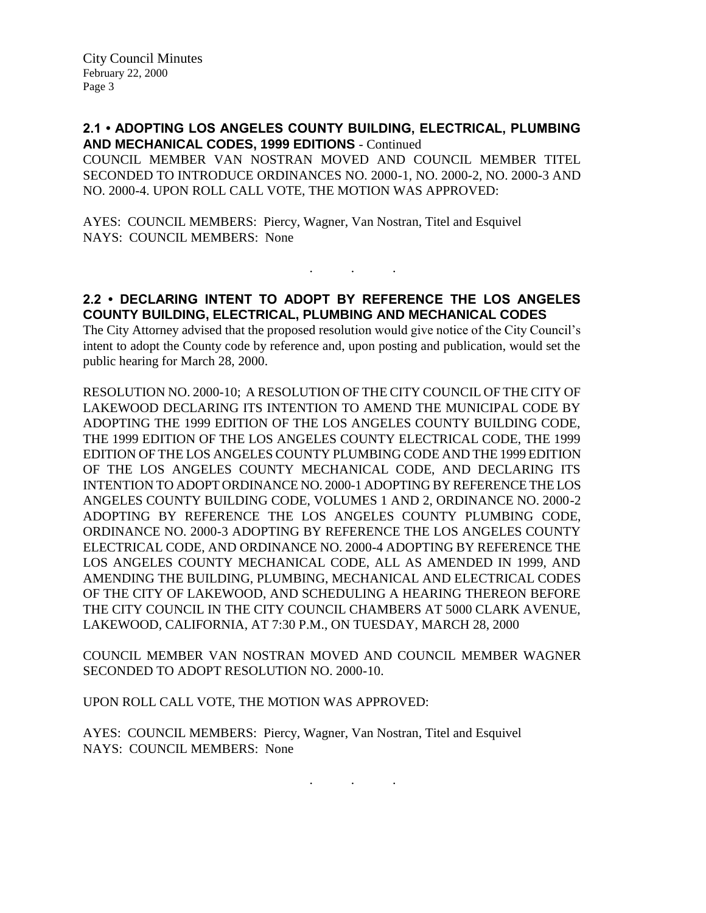**2.1 • ADOPTING LOS ANGELES COUNTY BUILDING, ELECTRICAL, PLUMBING AND MECHANICAL CODES, 1999 EDITIONS** - Continued

COUNCIL MEMBER VAN NOSTRAN MOVED AND COUNCIL MEMBER TITEL SECONDED TO INTRODUCE ORDINANCES NO. 2000-1, NO. 2000-2, NO. 2000-3 AND NO. 2000-4. UPON ROLL CALL VOTE, THE MOTION WAS APPROVED:

AYES: COUNCIL MEMBERS: Piercy, Wagner, Van Nostran, Titel and Esquivel
NAYS: COUNCIL MEMBERS: None

. . .

**2.2 • DECLARING INTENT TO ADOPT BY REFERENCE THE LOS ANGELES COUNTY BUILDING, ELECTRICAL, PLUMBING AND MECHANICAL CODES**

The City Attorney advised that the proposed resolution would give notice of the City Council's intent to adopt the County code by reference and, upon posting and publication, would set the public hearing for March 28, 2000.

RESOLUTION NO. 2000-10; A RESOLUTION OF THE CITY COUNCIL OF THE CITY OF LAKEWOOD DECLARING ITS INTENTION TO AMEND THE MUNICIPAL CODE BY ADOPTING THE 1999 EDITION OF THE LOS ANGELES COUNTY BUILDING CODE, THE 1999 EDITION OF THE LOS ANGELES COUNTY ELECTRICAL CODE, THE 1999 EDITION OF THE LOS ANGELES COUNTY PLUMBING CODE AND THE 1999 EDITION OF THE LOS ANGELES COUNTY MECHANICAL CODE, AND DECLARING ITS INTENTION TO ADOPT ORDINANCE NO. 2000-1 ADOPTING BY REFERENCE THE LOS ANGELES COUNTY BUILDING CODE, VOLUMES 1 AND 2, ORDINANCE NO. 2000-2 ADOPTING BY REFERENCE THE LOS ANGELES COUNTY PLUMBING CODE, ORDINANCE NO. 2000-3 ADOPTING BY REFERENCE THE LOS ANGELES COUNTY ELECTRICAL CODE, AND ORDINANCE NO. 2000-4 ADOPTING BY REFERENCE THE LOS ANGELES COUNTY MECHANICAL CODE, ALL AS AMENDED IN 1999, AND AMENDING THE BUILDING, PLUMBING, MECHANICAL AND ELECTRICAL CODES OF THE CITY OF LAKEWOOD, AND SCHEDULING A HEARING THEREON BEFORE THE CITY COUNCIL IN THE CITY COUNCIL CHAMBERS AT 5000 CLARK AVENUE, LAKEWOOD, CALIFORNIA, AT 7:30 P.M., ON TUESDAY, MARCH 28, 2000

COUNCIL MEMBER VAN NOSTRAN MOVED AND COUNCIL MEMBER WAGNER SECONDED TO ADOPT RESOLUTION NO. 2000-10.

UPON ROLL CALL VOTE, THE MOTION WAS APPROVED:

AYES: COUNCIL MEMBERS: Piercy, Wagner, Van Nostran, Titel and Esquivel
NAYS: COUNCIL MEMBERS: None

. . .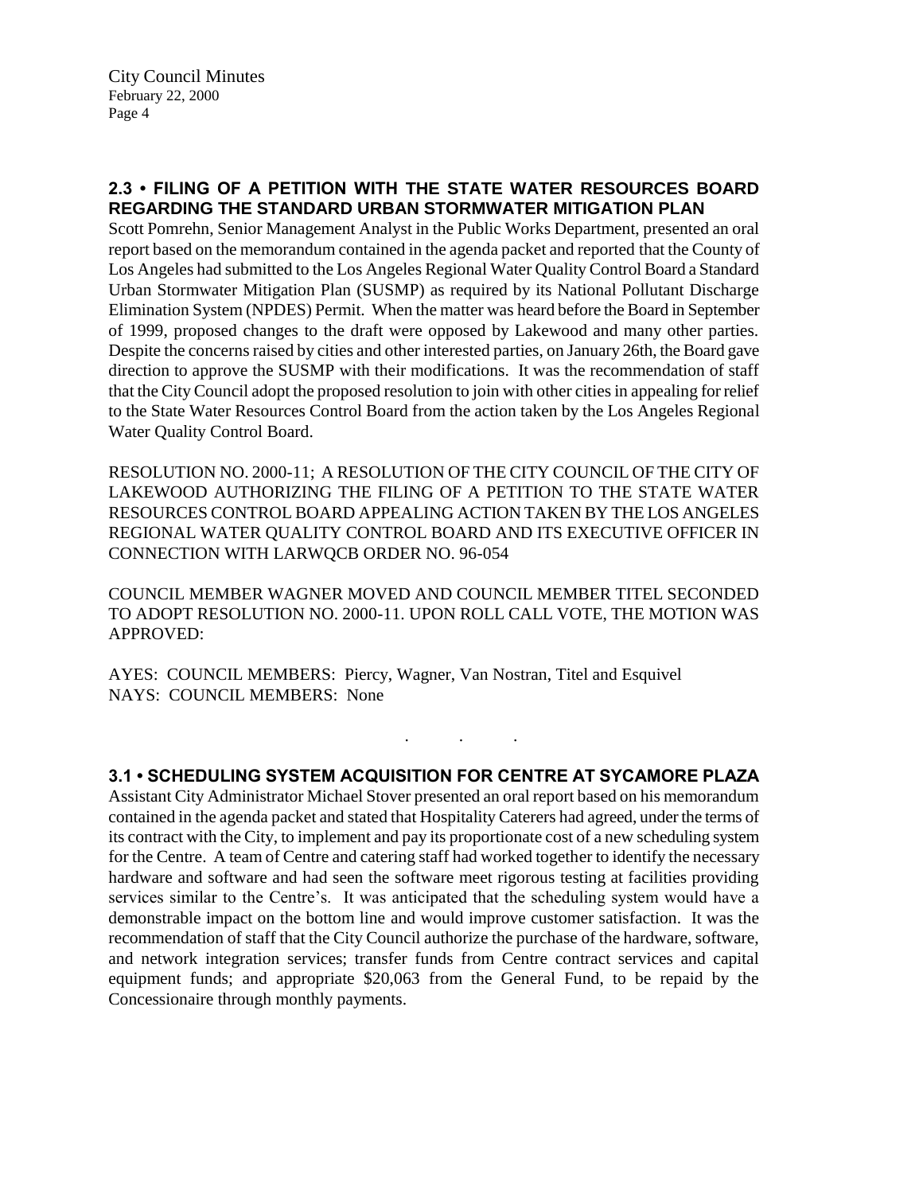## 2.3 • FILING OF A PETITION WITH THE STATE WATER RESOURCES BOARD REGARDING THE STANDARD URBAN STORMWATER MITIGATION PLAN

Scott Pomrehn, Senior Management Analyst in the Public Works Department, presented an oral report based on the memorandum contained in the agenda packet and reported that the County of Los Angeles had submitted to the Los Angeles Regional Water Quality Control Board a Standard Urban Stormwater Mitigation Plan (SUSMP) as required by its National Pollutant Discharge Elimination System (NPDES) Permit. When the matter was heard before the Board in September of 1999, proposed changes to the draft were opposed by Lakewood and many other parties. Despite the concerns raised by cities and other interested parties, on January 26th, the Board gave direction to approve the SUSMP with their modifications. It was the recommendation of staff that the City Council adopt the proposed resolution to join with other cities in appealing for relief to the State Water Resources Control Board from the action taken by the Los Angeles Regional Water Quality Control Board.

RESOLUTION NO. 2000-11; A RESOLUTION OF THE CITY COUNCIL OF THE CITY OF LAKEWOOD AUTHORIZING THE FILING OF A PETITION TO THE STATE WATER RESOURCES CONTROL BOARD APPEALING ACTION TAKEN BY THE LOS ANGELES REGIONAL WATER QUALITY CONTROL BOARD AND ITS EXECUTIVE OFFICER IN CONNECTION WITH LARWQCB ORDER NO. 96-054

COUNCIL MEMBER WAGNER MOVED AND COUNCIL MEMBER TITEL SECONDED TO ADOPT RESOLUTION NO. 2000-11. UPON ROLL CALL VOTE, THE MOTION WAS APPROVED:

AYES: COUNCIL MEMBERS: Piercy, Wagner, Van Nostran, Titel and Esquivel
NAYS: COUNCIL MEMBERS: None

. . .

## 3.1 • SCHEDULING SYSTEM ACQUISITION FOR CENTRE AT SYCAMORE PLAZA

Assistant City Administrator Michael Stover presented an oral report based on his memorandum contained in the agenda packet and stated that Hospitality Caterers had agreed, under the terms of its contract with the City, to implement and pay its proportionate cost of a new scheduling system for the Centre. A team of Centre and catering staff had worked together to identify the necessary hardware and software and had seen the software meet rigorous testing at facilities providing services similar to the Centre's. It was anticipated that the scheduling system would have a demonstrable impact on the bottom line and would improve customer satisfaction. It was the recommendation of staff that the City Council authorize the purchase of the hardware, software, and network integration services; transfer funds from Centre contract services and capital equipment funds; and appropriate $20,063 from the General Fund, to be repaid by the Concessionaire through monthly payments.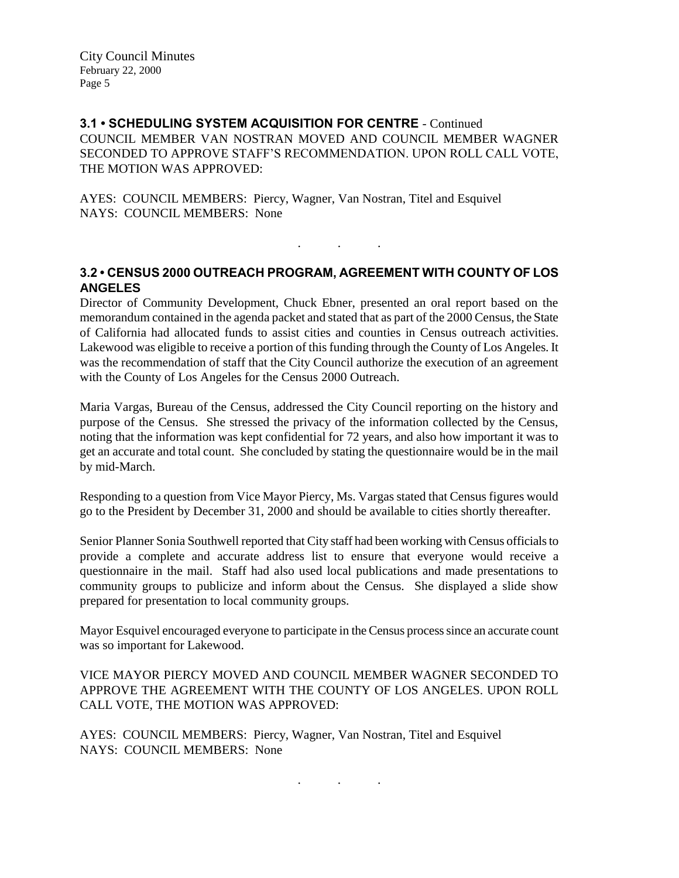**3.1 • SCHEDULING SYSTEM ACQUISITION FOR CENTRE** - Continued

COUNCIL MEMBER VAN NOSTRAN MOVED AND COUNCIL MEMBER WAGNER SECONDED TO APPROVE STAFF'S RECOMMENDATION. UPON ROLL CALL VOTE, THE MOTION WAS APPROVED:

AYES: COUNCIL MEMBERS: Piercy, Wagner, Van Nostran, Titel and Esquivel
NAYS: COUNCIL MEMBERS: None

. . .

**3.2 • CENSUS 2000 OUTREACH PROGRAM, AGREEMENT WITH COUNTY OF LOS ANGELES**

Director of Community Development, Chuck Ebner, presented an oral report based on the memorandum contained in the agenda packet and stated that as part of the 2000 Census, the State of California had allocated funds to assist cities and counties in Census outreach activities. Lakewood was eligible to receive a portion of this funding through the County of Los Angeles. It was the recommendation of staff that the City Council authorize the execution of an agreement with the County of Los Angeles for the Census 2000 Outreach.

Maria Vargas, Bureau of the Census, addressed the City Council reporting on the history and purpose of the Census. She stressed the privacy of the information collected by the Census, noting that the information was kept confidential for 72 years, and also how important it was to get an accurate and total count. She concluded by stating the questionnaire would be in the mail by mid-March.

Responding to a question from Vice Mayor Piercy, Ms. Vargas stated that Census figures would go to the President by December 31, 2000 and should be available to cities shortly thereafter.

Senior Planner Sonia Southwell reported that City staff had been working with Census officials to provide a complete and accurate address list to ensure that everyone would receive a questionnaire in the mail. Staff had also used local publications and made presentations to community groups to publicize and inform about the Census. She displayed a slide show prepared for presentation to local community groups.

Mayor Esquivel encouraged everyone to participate in the Census process since an accurate count was so important for Lakewood.

VICE MAYOR PIERCY MOVED AND COUNCIL MEMBER WAGNER SECONDED TO APPROVE THE AGREEMENT WITH THE COUNTY OF LOS ANGELES. UPON ROLL CALL VOTE, THE MOTION WAS APPROVED:

AYES: COUNCIL MEMBERS: Piercy, Wagner, Van Nostran, Titel and Esquivel
NAYS: COUNCIL MEMBERS: None

. . .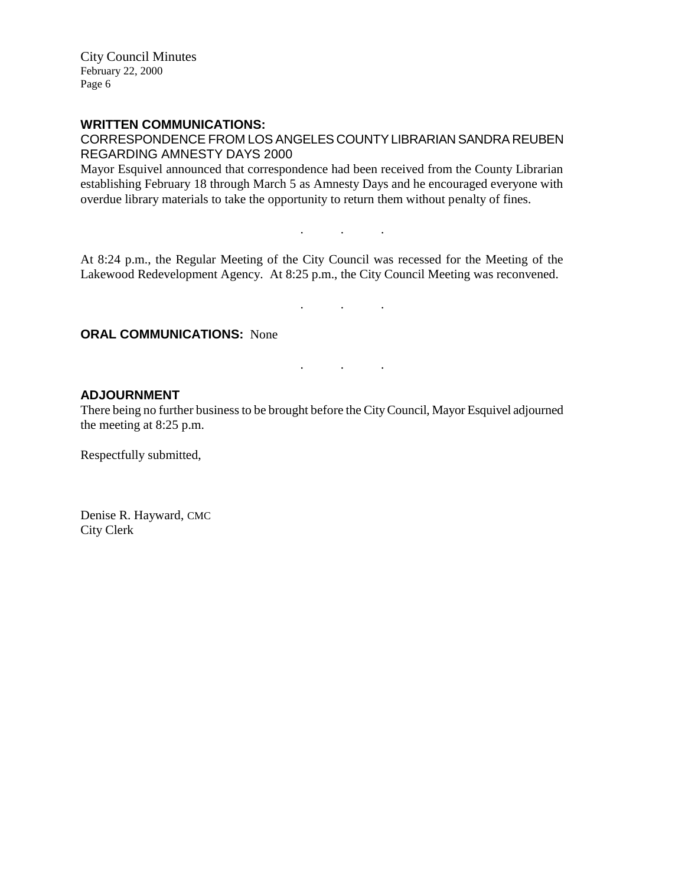**WRITTEN COMMUNICATIONS:**

CORRESPONDENCE FROM LOS ANGELES COUNTY LIBRARIAN SANDRA REUBEN REGARDING AMNESTY DAYS 2000

Mayor Esquivel announced that correspondence had been received from the County Librarian establishing February 18 through March 5 as Amnesty Days and he encouraged everyone with overdue library materials to take the opportunity to return them without penalty of fines.

. . .

At 8:24 p.m., the Regular Meeting of the City Council was recessed for the Meeting of the Lakewood Redevelopment Agency. At 8:25 p.m., the City Council Meeting was reconvened.

. . .

**ORAL COMMUNICATIONS:** None

. . .

**ADJOURNMENT**

There being no further business to be brought before the City Council, Mayor Esquivel adjourned the meeting at 8:25 p.m.

Respectfully submitted,

Denise R. Hayward, CMC
City Clerk